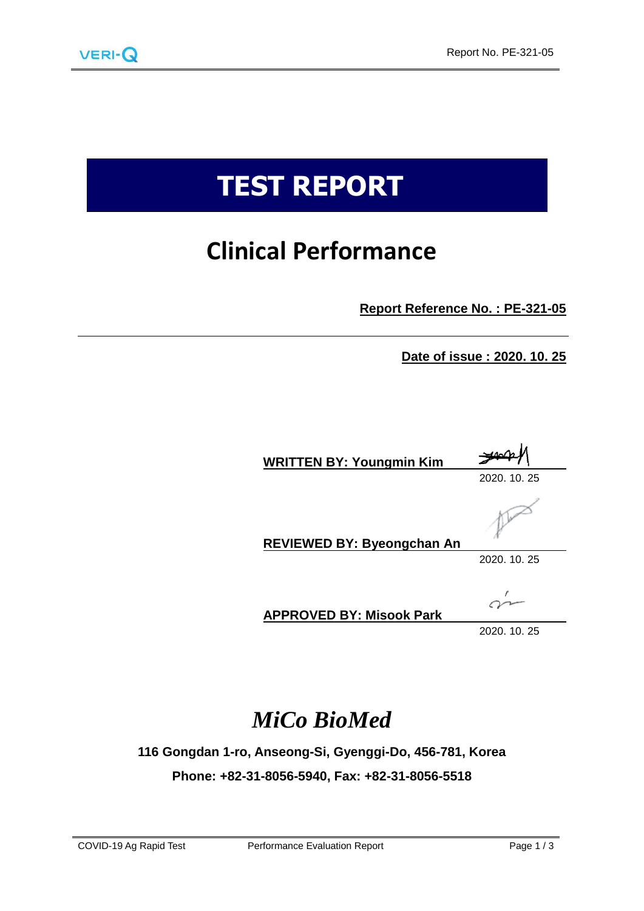# TEST REPORT

## Clinical Performance

**Report Reference No. : PE-321-05**

**Date of issue : 2020. 10. 25**

**WRITTEN BY: Youngmin Kim**

2020. 10. 25

**REVIEWED BY: Byeongchan An**

2020. 10. 25

**APPROVED BY: Misook Park**

2020. 10. 25

***MiCo BioMed***

**116 Gongdan 1-ro, Anseong-Si, Gyenggi-Do, 456-781, Korea**

**Phone: +82-31-8056-5940, Fax: +82-31-8056-5518**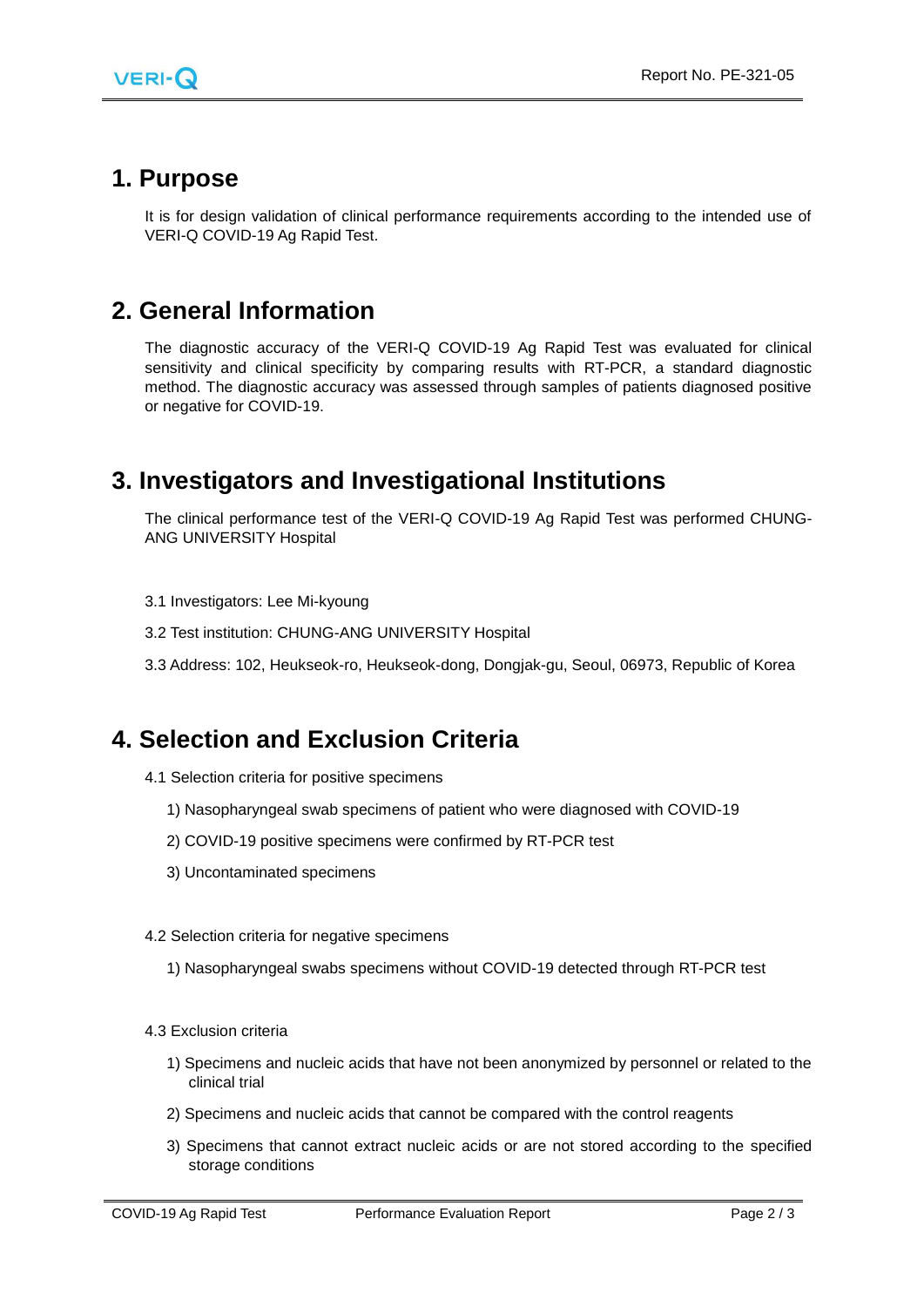## 1. Purpose

It is for design validation of clinical performance requirements according to the intended use of VERI-Q COVID-19 Ag Rapid Test.

## 2. General Information

The diagnostic accuracy of the VERI-Q COVID-19 Ag Rapid Test was evaluated for clinical sensitivity and clinical specificity by comparing results with RT-PCR, a standard diagnostic method. The diagnostic accuracy was assessed through samples of patients diagnosed positive or negative for COVID-19.

## 3. Investigators and Investigational Institutions

The clinical performance test of the VERI-Q COVID-19 Ag Rapid Test was performed CHUNG-ANG UNIVERSITY Hospital

3.1 Investigators: Lee Mi-kyoung

3.2 Test institution: CHUNG-ANG UNIVERSITY Hospital

3.3 Address: 102, Heukseok-ro, Heukseok-dong, Dongjak-gu, Seoul, 06973, Republic of Korea

## 4. Selection and Exclusion Criteria

4.1 Selection criteria for positive specimens

1) Nasopharyngeal swab specimens of patient who were diagnosed with COVID-19
2) COVID-19 positive specimens were confirmed by RT-PCR test
3) Uncontaminated specimens

4.2 Selection criteria for negative specimens

1) Nasopharyngeal swabs specimens without COVID-19 detected through RT-PCR test

4.3 Exclusion criteria

1) Specimens and nucleic acids that have not been anonymized by personnel or related to the clinical trial
2) Specimens and nucleic acids that cannot be compared with the control reagents
3) Specimens that cannot extract nucleic acids or are not stored according to the specified storage conditions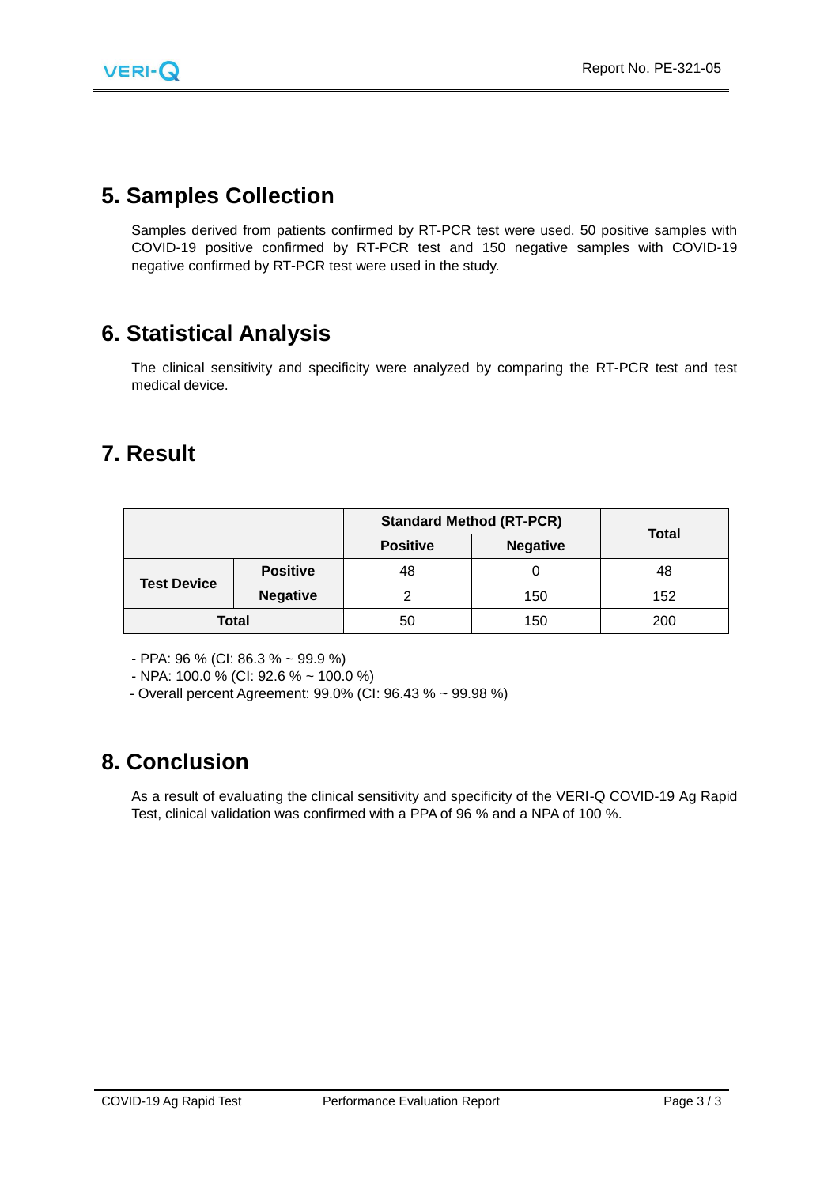## 5. Samples Collection

Samples derived from patients confirmed by RT-PCR test were used. 50 positive samples with COVID-19 positive confirmed by RT-PCR test and 150 negative samples with COVID-19 negative confirmed by RT-PCR test were used in the study.

## 6. Statistical Analysis

The clinical sensitivity and specificity were analyzed by comparing the RT-PCR test and test medical device.

## 7. Result

| | | Standard Method (RT-PCR) | | Total |
|---|---|---|---|---|
| | | Positive | Negative | |
| Test Device | Positive | 48 | 0 | 48 |
| | Negative | 2 | 150 | 152 |
| Total | | 50 | 150 | 200 |

- PPA: 96 % (CI: 86.3 % ~ 99.9 %)
- NPA: 100.0 % (CI: 92.6 % ~ 100.0 %)
- Overall percent Agreement: 99.0% (CI: 96.43 % ~ 99.98 %)

## 8. Conclusion

As a result of evaluating the clinical sensitivity and specificity of the VERI-Q COVID-19 Ag Rapid Test, clinical validation was confirmed with a PPA of 96 % and a NPA of 100 %.